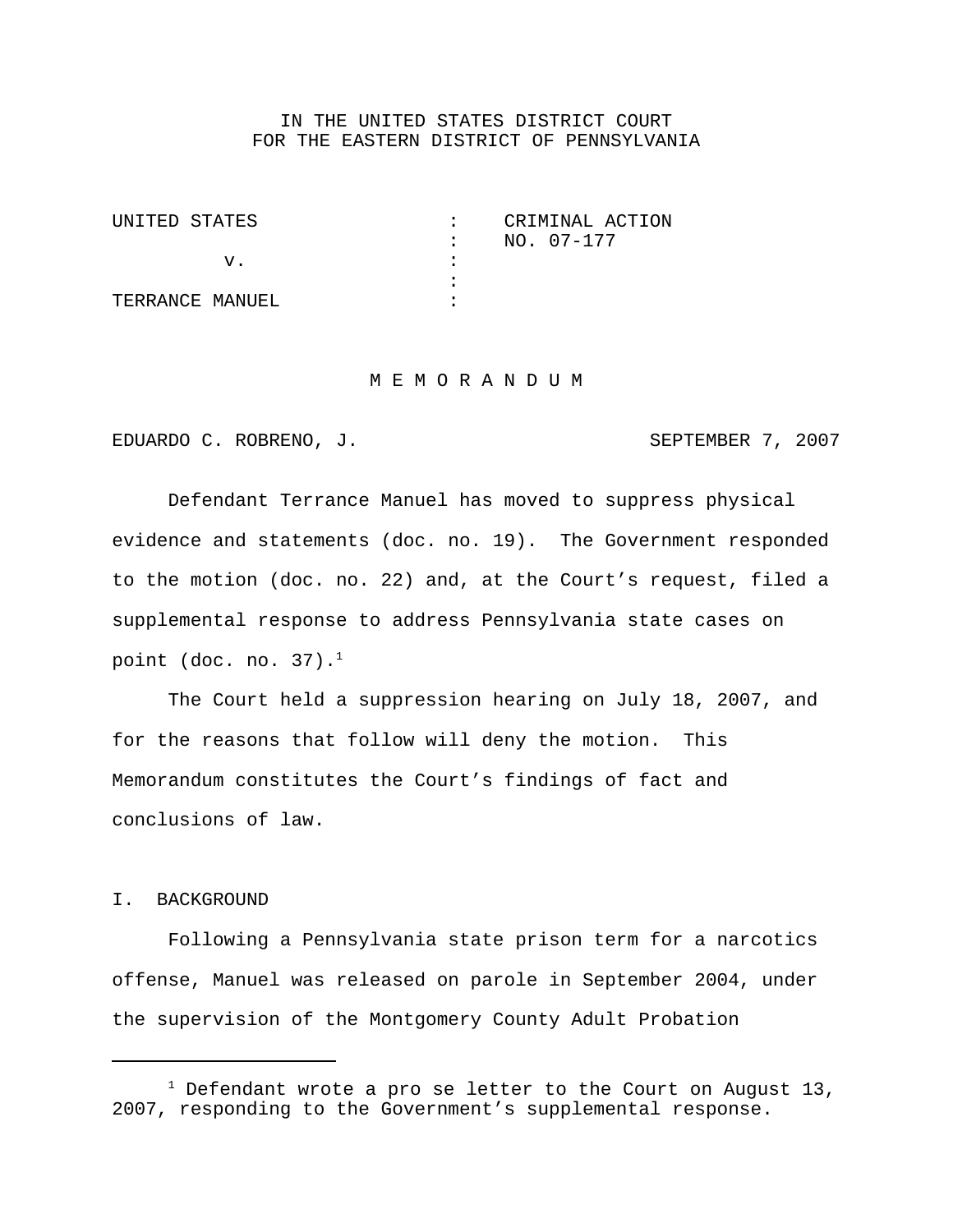IN THE UNITED STATES DISTRICT COURT
FOR THE EASTERN DISTRICT OF PENNSYLVANIA

| | | |
|---|---|---|
| UNITED STATES | : | CRIMINAL ACTION |
| | : | NO. 07-177 |
| v. | : | |
| | : | |
| TERRANCE MANUEL | : | |

M E M O R A N D U M

EDUARDO C. ROBRENO, J. SEPTEMBER 7, 2007

Defendant Terrance Manuel has moved to suppress physical evidence and statements (doc. no. 19). The Government responded to the motion (doc. no. 22) and, at the Court's request, filed a supplemental response to address Pennsylvania state cases on point (doc. no. 37).[1]

The Court held a suppression hearing on July 18, 2007, and for the reasons that follow will deny the motion. This Memorandum constitutes the Court's findings of fact and conclusions of law.

## I. BACKGROUND

Following a Pennsylvania state prison term for a narcotics offense, Manuel was released on parole in September 2004, under the supervision of the Montgomery County Adult Probation

---

[1] Defendant wrote a pro se letter to the Court on August 13, 2007, responding to the Government's supplemental response.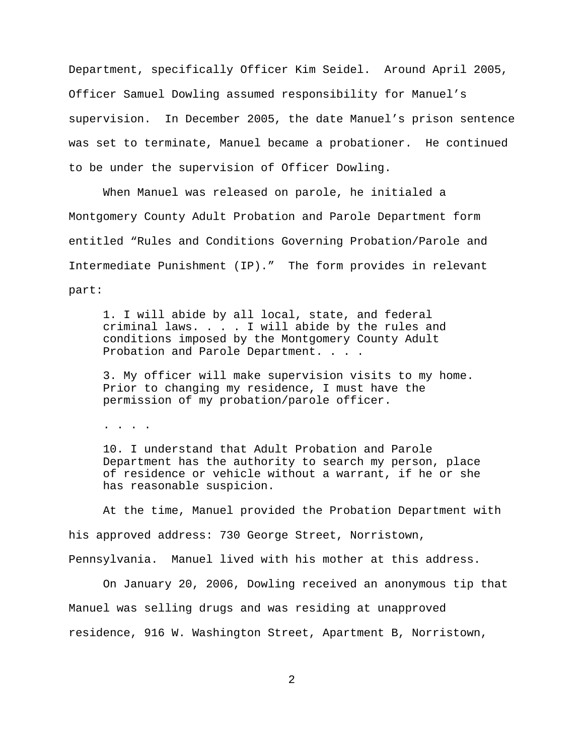Department, specifically Officer Kim Seidel. Around April 2005, Officer Samuel Dowling assumed responsibility for Manuel's supervision. In December 2005, the date Manuel's prison sentence was set to terminate, Manuel became a probationer. He continued to be under the supervision of Officer Dowling.

When Manuel was released on parole, he initialed a Montgomery County Adult Probation and Parole Department form entitled "Rules and Conditions Governing Probation/Parole and Intermediate Punishment (IP)." The form provides in relevant part:

> 1. I will abide by all local, state, and federal criminal laws. . . . I will abide by the rules and conditions imposed by the Montgomery County Adult Probation and Parole Department. . . .
>
> 3. My officer will make supervision visits to my home. Prior to changing my residence, I must have the permission of my probation/parole officer.
>
> . . . .
>
> 10. I understand that Adult Probation and Parole Department has the authority to search my person, place of residence or vehicle without a warrant, if he or she has reasonable suspicion.

At the time, Manuel provided the Probation Department with his approved address: 730 George Street, Norristown, Pennsylvania. Manuel lived with his mother at this address.

On January 20, 2006, Dowling received an anonymous tip that Manuel was selling drugs and was residing at unapproved residence, 916 W. Washington Street, Apartment B, Norristown,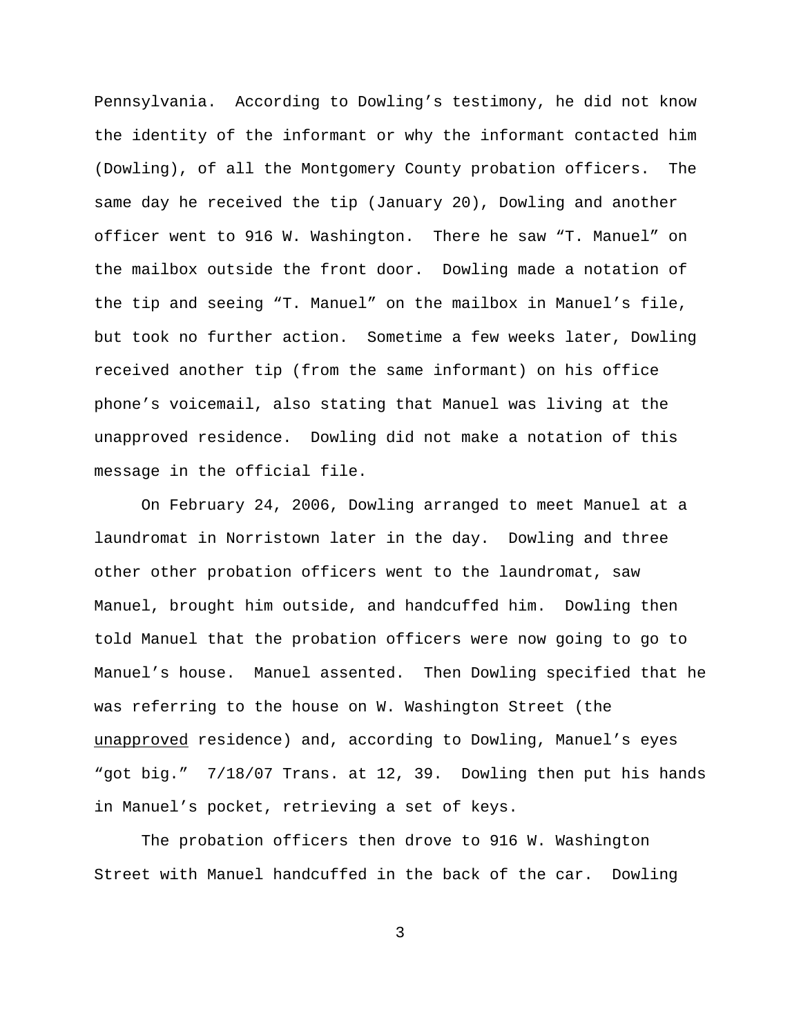Pennsylvania. According to Dowling's testimony, he did not know the identity of the informant or why the informant contacted him (Dowling), of all the Montgomery County probation officers. The same day he received the tip (January 20), Dowling and another officer went to 916 W. Washington. There he saw "T. Manuel" on the mailbox outside the front door. Dowling made a notation of the tip and seeing "T. Manuel" on the mailbox in Manuel's file, but took no further action. Sometime a few weeks later, Dowling received another tip (from the same informant) on his office phone's voicemail, also stating that Manuel was living at the unapproved residence. Dowling did not make a notation of this message in the official file.

On February 24, 2006, Dowling arranged to meet Manuel at a laundromat in Norristown later in the day. Dowling and three other other probation officers went to the laundromat, saw Manuel, brought him outside, and handcuffed him. Dowling then told Manuel that the probation officers were now going to go to Manuel's house. Manuel assented. Then Dowling specified that he was referring to the house on W. Washington Street (the <u>unapproved</u> residence) and, according to Dowling, Manuel's eyes "got big." 7/18/07 Trans. at 12, 39. Dowling then put his hands in Manuel's pocket, retrieving a set of keys.

The probation officers then drove to 916 W. Washington Street with Manuel handcuffed in the back of the car. Dowling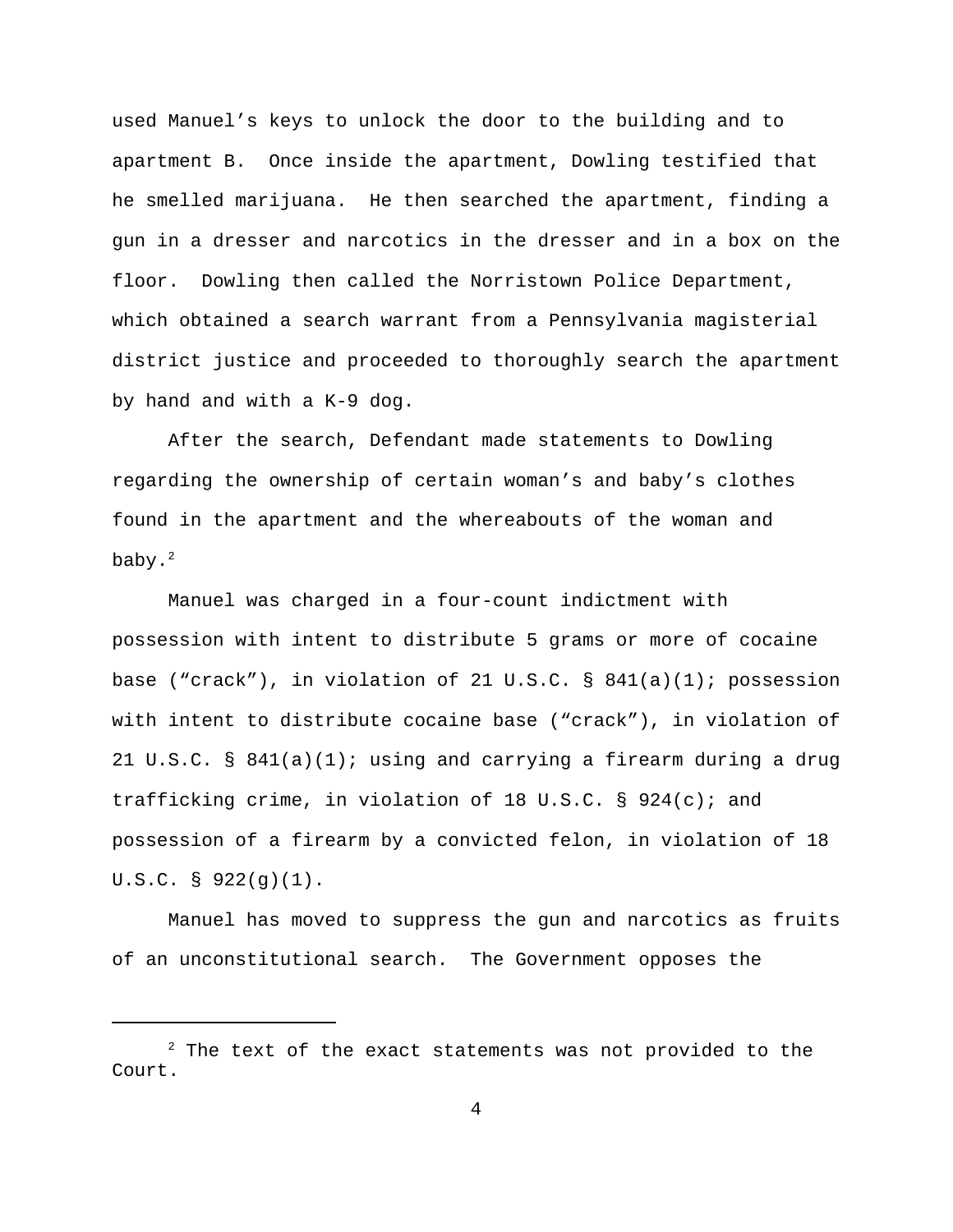used Manuel's keys to unlock the door to the building and to apartment B. Once inside the apartment, Dowling testified that he smelled marijuana. He then searched the apartment, finding a gun in a dresser and narcotics in the dresser and in a box on the floor. Dowling then called the Norristown Police Department, which obtained a search warrant from a Pennsylvania magisterial district justice and proceeded to thoroughly search the apartment by hand and with a K-9 dog.

After the search, Defendant made statements to Dowling regarding the ownership of certain woman's and baby's clothes found in the apartment and the whereabouts of the woman and baby.[2]

Manuel was charged in a four-count indictment with possession with intent to distribute 5 grams or more of cocaine base ("crack"), in violation of 21 U.S.C. § 841(a)(1); possession with intent to distribute cocaine base ("crack"), in violation of 21 U.S.C. § 841(a)(1); using and carrying a firearm during a drug trafficking crime, in violation of 18 U.S.C. § 924(c); and possession of a firearm by a convicted felon, in violation of 18 U.S.C. § 922(g)(1).

Manuel has moved to suppress the gun and narcotics as fruits of an unconstitutional search. The Government opposes the

---

[2] The text of the exact statements was not provided to the Court.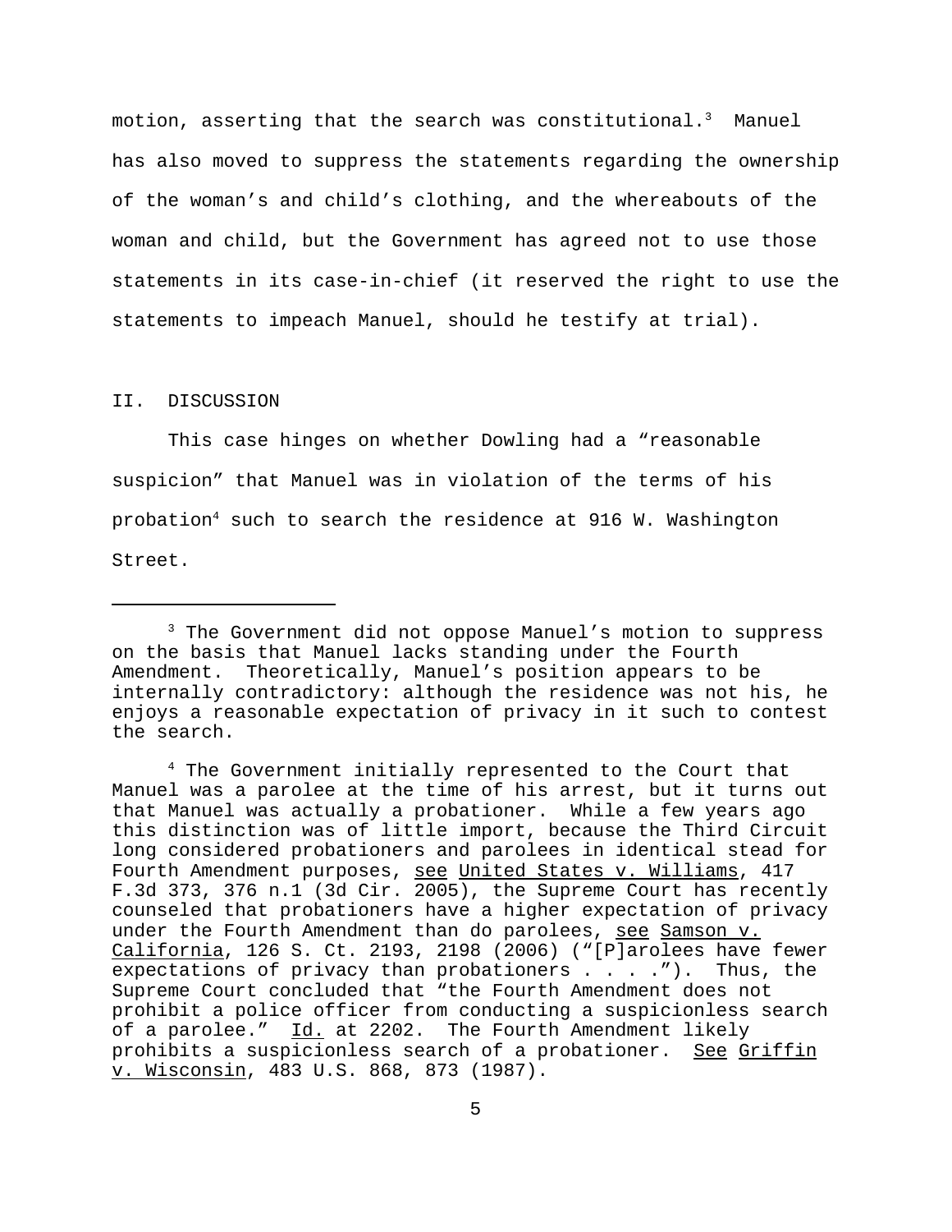motion, asserting that the search was constitutional.[3] Manuel has also moved to suppress the statements regarding the ownership of the woman's and child's clothing, and the whereabouts of the woman and child, but the Government has agreed not to use those statements in its case-in-chief (it reserved the right to use the statements to impeach Manuel, should he testify at trial).

## II. DISCUSSION

This case hinges on whether Dowling had a "reasonable suspicion" that Manuel was in violation of the terms of his probation[4] such to search the residence at 916 W. Washington Street.

---

[3] The Government did not oppose Manuel's motion to suppress on the basis that Manuel lacks standing under the Fourth Amendment. Theoretically, Manuel's position appears to be internally contradictory: although the residence was not his, he enjoys a reasonable expectation of privacy in it such to contest the search.

[4] The Government initially represented to the Court that Manuel was a parolee at the time of his arrest, but it turns out that Manuel was actually a probationer. While a few years ago this distinction was of little import, because the Third Circuit long considered probationers and parolees in identical stead for Fourth Amendment purposes, see United States v. Williams, 417 F.3d 373, 376 n.1 (3d Cir. 2005), the Supreme Court has recently counseled that probationers have a higher expectation of privacy under the Fourth Amendment than do parolees, see Samson v. California, 126 S. Ct. 2193, 2198 (2006) ("[P]arolees have fewer expectations of privacy than probationers . . . ."). Thus, the Supreme Court concluded that "the Fourth Amendment does not prohibit a police officer from conducting a suspicionless search of a parolee." Id. at 2202. The Fourth Amendment likely prohibits a suspicionless search of a probationer. See Griffin v. Wisconsin, 483 U.S. 868, 873 (1987).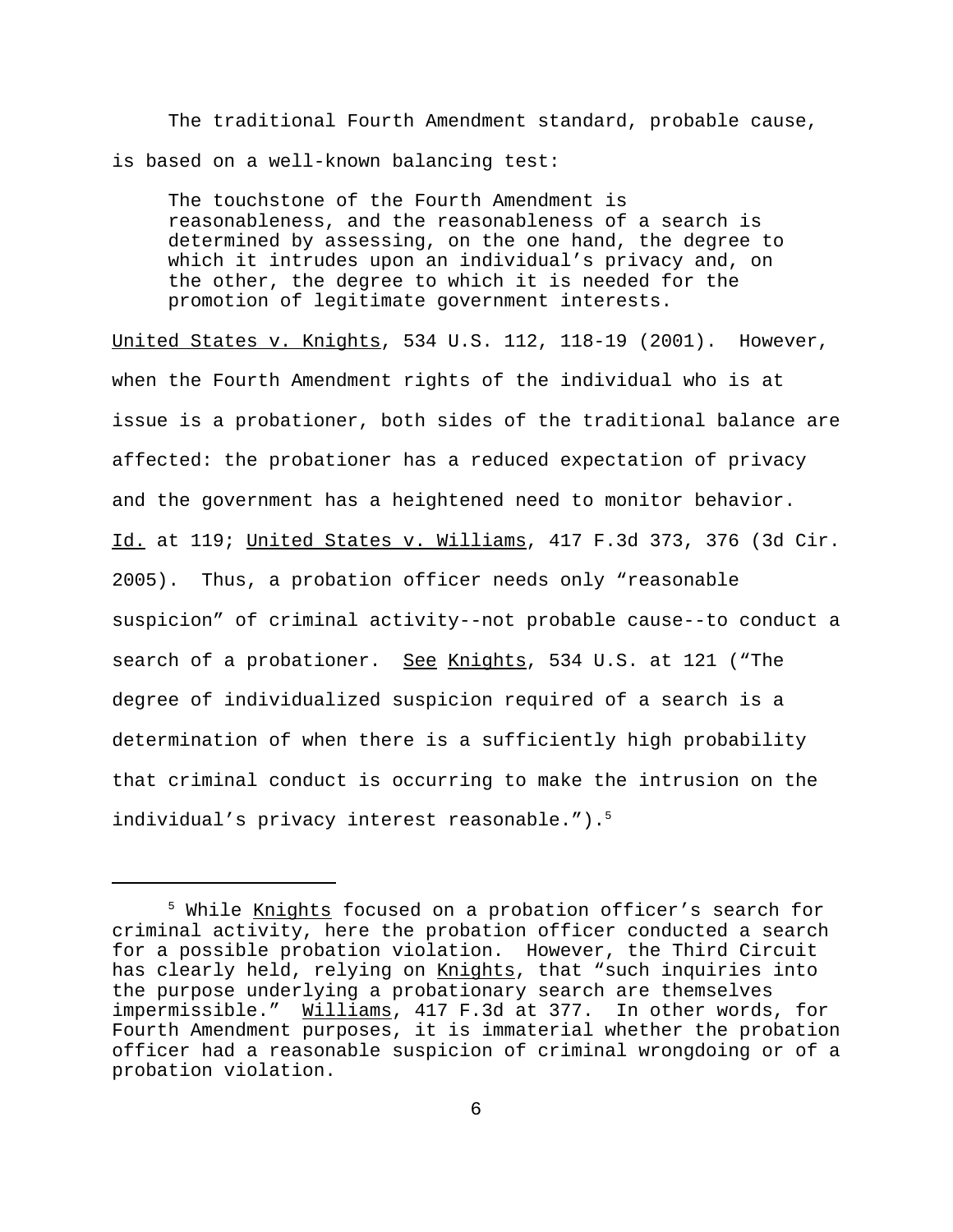The traditional Fourth Amendment standard, probable cause, is based on a well-known balancing test:

> The touchstone of the Fourth Amendment is reasonableness, and the reasonableness of a search is determined by assessing, on the one hand, the degree to which it intrudes upon an individual's privacy and, on the other, the degree to which it is needed for the promotion of legitimate government interests.

United States v. Knights, 534 U.S. 112, 118-19 (2001). However, when the Fourth Amendment rights of the individual who is at issue is a probationer, both sides of the traditional balance are affected: the probationer has a reduced expectation of privacy and the government has a heightened need to monitor behavior. Id. at 119; United States v. Williams, 417 F.3d 373, 376 (3d Cir. 2005). Thus, a probation officer needs only "reasonable suspicion" of criminal activity--not probable cause--to conduct a search of a probationer. See Knights, 534 U.S. at 121 ("The degree of individualized suspicion required of a search is a determination of when there is a sufficiently high probability that criminal conduct is occurring to make the intrusion on the individual's privacy interest reasonable.").[5]

---

[5] While Knights focused on a probation officer's search for criminal activity, here the probation officer conducted a search for a possible probation violation. However, the Third Circuit has clearly held, relying on Knights, that "such inquiries into the purpose underlying a probationary search are themselves impermissible." Williams, 417 F.3d at 377. In other words, for Fourth Amendment purposes, it is immaterial whether the probation officer had a reasonable suspicion of criminal wrongdoing or of a probation violation.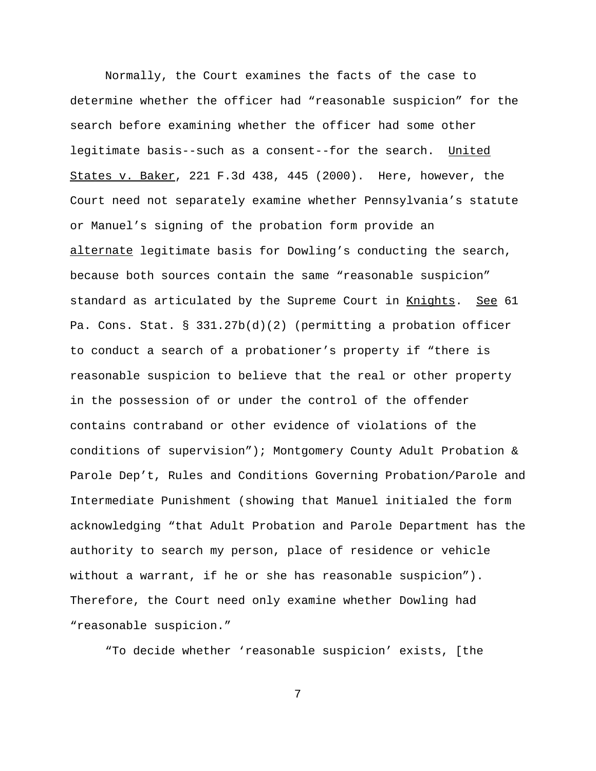Normally, the Court examines the facts of the case to determine whether the officer had "reasonable suspicion" for the search before examining whether the officer had some other legitimate basis--such as a consent--for the search. United States v. Baker, 221 F.3d 438, 445 (2000). Here, however, the Court need not separately examine whether Pennsylvania's statute or Manuel's signing of the probation form provide an alternate legitimate basis for Dowling's conducting the search, because both sources contain the same "reasonable suspicion" standard as articulated by the Supreme Court in Knights. See 61 Pa. Cons. Stat. § 331.27b(d)(2) (permitting a probation officer to conduct a search of a probationer's property if "there is reasonable suspicion to believe that the real or other property in the possession of or under the control of the offender contains contraband or other evidence of violations of the conditions of supervision"); Montgomery County Adult Probation & Parole Dep't, Rules and Conditions Governing Probation/Parole and Intermediate Punishment (showing that Manuel initialed the form acknowledging "that Adult Probation and Parole Department has the authority to search my person, place of residence or vehicle without a warrant, if he or she has reasonable suspicion"). Therefore, the Court need only examine whether Dowling had "reasonable suspicion."

"To decide whether 'reasonable suspicion' exists, [the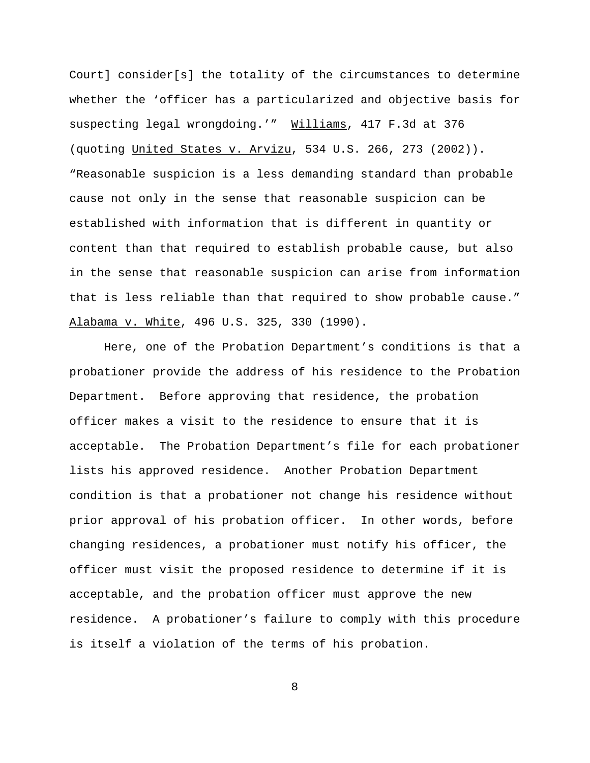Court] consider[s] the totality of the circumstances to determine whether the 'officer has a particularized and objective basis for suspecting legal wrongdoing.'" Williams, 417 F.3d at 376 (quoting United States v. Arvizu, 534 U.S. 266, 273 (2002)). "Reasonable suspicion is a less demanding standard than probable cause not only in the sense that reasonable suspicion can be established with information that is different in quantity or content than that required to establish probable cause, but also in the sense that reasonable suspicion can arise from information that is less reliable than that required to show probable cause." Alabama v. White, 496 U.S. 325, 330 (1990).

Here, one of the Probation Department's conditions is that a probationer provide the address of his residence to the Probation Department. Before approving that residence, the probation officer makes a visit to the residence to ensure that it is acceptable. The Probation Department's file for each probationer lists his approved residence. Another Probation Department condition is that a probationer not change his residence without prior approval of his probation officer. In other words, before changing residences, a probationer must notify his officer, the officer must visit the proposed residence to determine if it is acceptable, and the probation officer must approve the new residence. A probationer's failure to comply with this procedure is itself a violation of the terms of his probation.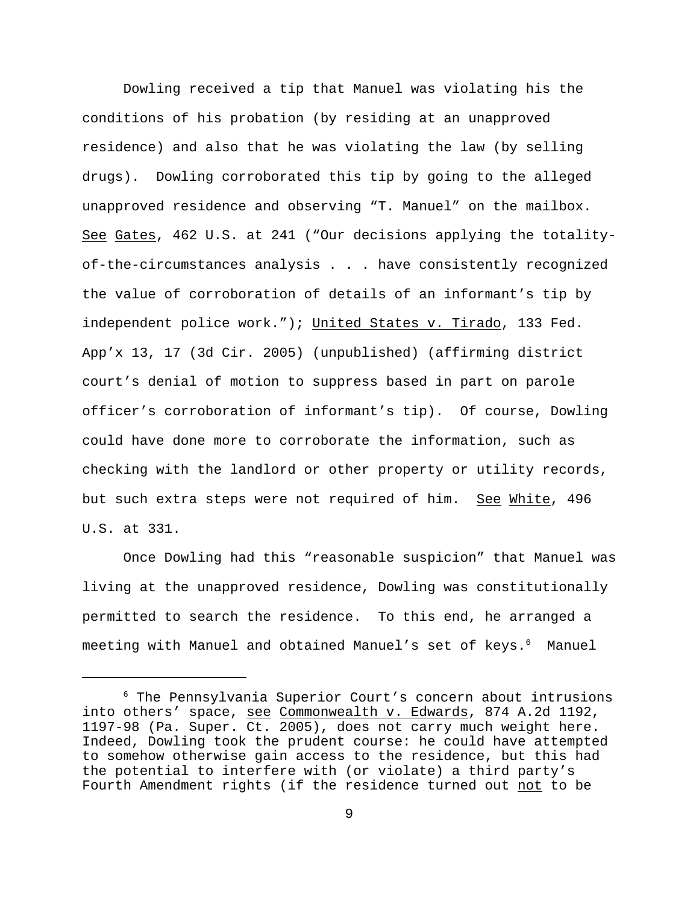Dowling received a tip that Manuel was violating his the conditions of his probation (by residing at an unapproved residence) and also that he was violating the law (by selling drugs). Dowling corroborated this tip by going to the alleged unapproved residence and observing "T. Manuel" on the mailbox. See Gates, 462 U.S. at 241 ("Our decisions applying the totality-of-the-circumstances analysis . . . have consistently recognized the value of corroboration of details of an informant's tip by independent police work."); United States v. Tirado, 133 Fed. App'x 13, 17 (3d Cir. 2005) (unpublished) (affirming district court's denial of motion to suppress based in part on parole officer's corroboration of informant's tip). Of course, Dowling could have done more to corroborate the information, such as checking with the landlord or other property or utility records, but such extra steps were not required of him. See White, 496 U.S. at 331.

Once Dowling had this "reasonable suspicion" that Manuel was living at the unapproved residence, Dowling was constitutionally permitted to search the residence. To this end, he arranged a meeting with Manuel and obtained Manuel's set of keys.[6] Manuel

[6] The Pennsylvania Superior Court's concern about intrusions into others' space, see Commonwealth v. Edwards, 874 A.2d 1192, 1197-98 (Pa. Super. Ct. 2005), does not carry much weight here. Indeed, Dowling took the prudent course: he could have attempted to somehow otherwise gain access to the residence, but this had the potential to interfere with (or violate) a third party's Fourth Amendment rights (if the residence turned out not to be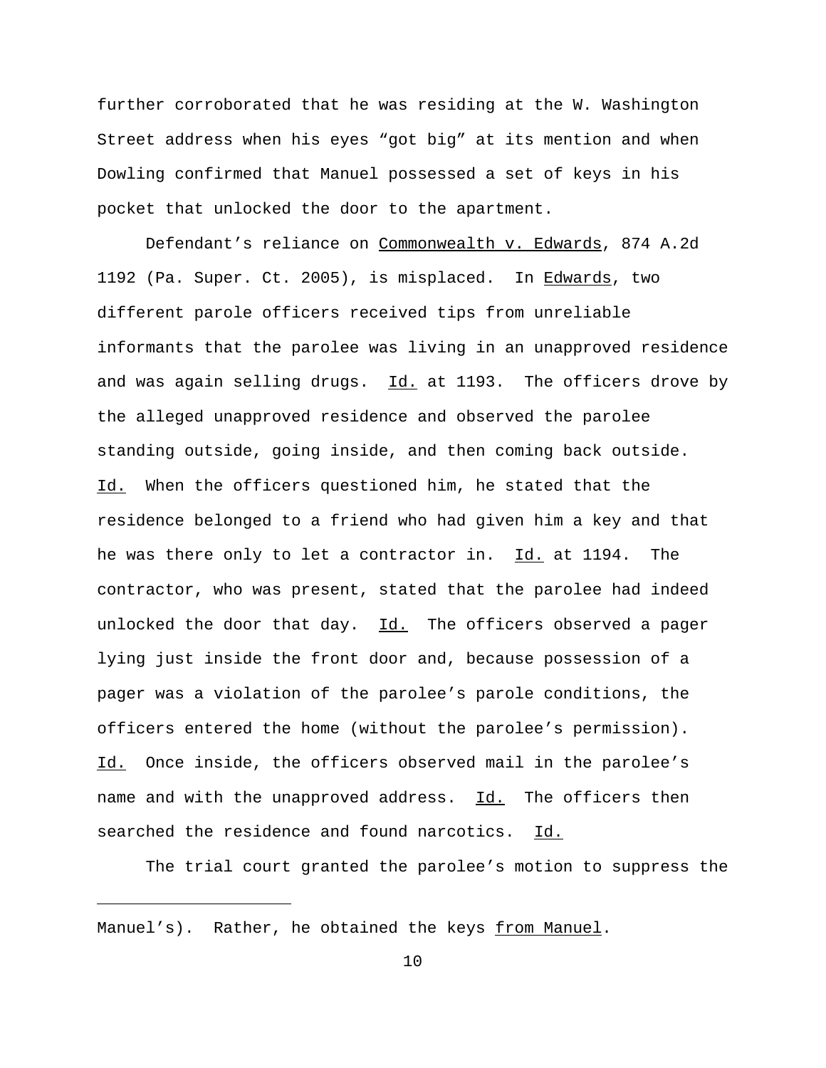further corroborated that he was residing at the W. Washington Street address when his eyes “got big” at its mention and when Dowling confirmed that Manuel possessed a set of keys in his pocket that unlocked the door to the apartment.

Defendant’s reliance on Commonwealth v. Edwards, 874 A.2d 1192 (Pa. Super. Ct. 2005), is misplaced. In Edwards, two different parole officers received tips from unreliable informants that the parolee was living in an unapproved residence and was again selling drugs. Id. at 1193. The officers drove by the alleged unapproved residence and observed the parolee standing outside, going inside, and then coming back outside. Id. When the officers questioned him, he stated that the residence belonged to a friend who had given him a key and that he was there only to let a contractor in. Id. at 1194. The contractor, who was present, stated that the parolee had indeed unlocked the door that day. Id. The officers observed a pager lying just inside the front door and, because possession of a pager was a violation of the parolee’s parole conditions, the officers entered the home (without the parolee’s permission). Id. Once inside, the officers observed mail in the parolee’s name and with the unapproved address. Id. The officers then searched the residence and found narcotics. Id.

The trial court granted the parolee’s motion to suppress the

---

Manuel’s). Rather, he obtained the keys from Manuel.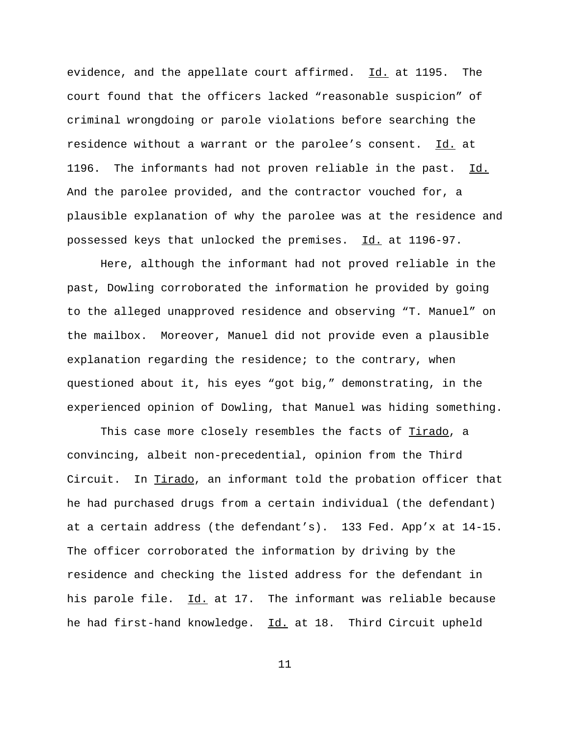evidence, and the appellate court affirmed. Id. at 1195. The court found that the officers lacked “reasonable suspicion” of criminal wrongdoing or parole violations before searching the residence without a warrant or the parolee’s consent. Id. at 1196. The informants had not proven reliable in the past. Id. And the parolee provided, and the contractor vouched for, a plausible explanation of why the parolee was at the residence and possessed keys that unlocked the premises. Id. at 1196-97.

Here, although the informant had not proved reliable in the past, Dowling corroborated the information he provided by going to the alleged unapproved residence and observing “T. Manuel” on the mailbox. Moreover, Manuel did not provide even a plausible explanation regarding the residence; to the contrary, when questioned about it, his eyes “got big,” demonstrating, in the experienced opinion of Dowling, that Manuel was hiding something.

This case more closely resembles the facts of Tirado, a convincing, albeit non-precedential, opinion from the Third Circuit. In Tirado, an informant told the probation officer that he had purchased drugs from a certain individual (the defendant) at a certain address (the defendant’s). 133 Fed. App’x at 14-15. The officer corroborated the information by driving by the residence and checking the listed address for the defendant in his parole file. Id. at 17. The informant was reliable because he had first-hand knowledge. Id. at 18. Third Circuit upheld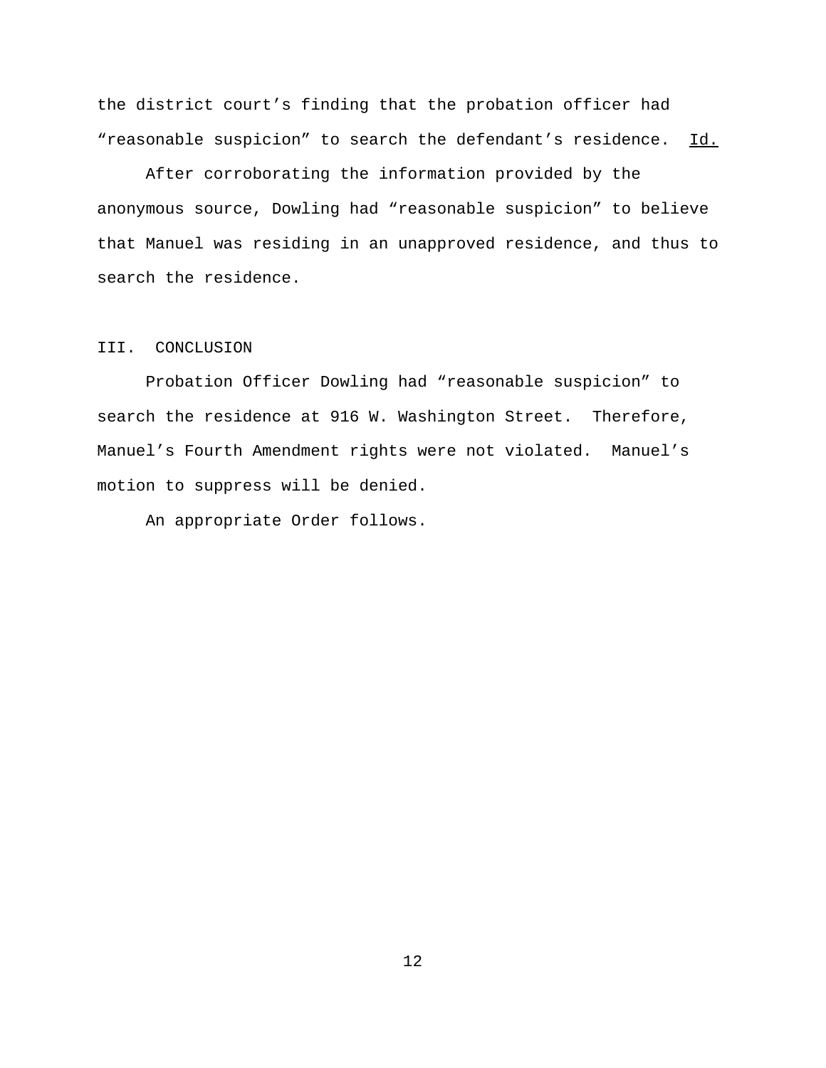the district court's finding that the probation officer had "reasonable suspicion" to search the defendant's residence. Id.

After corroborating the information provided by the anonymous source, Dowling had "reasonable suspicion" to believe that Manuel was residing in an unapproved residence, and thus to search the residence.

## III. CONCLUSION

Probation Officer Dowling had "reasonable suspicion" to search the residence at 916 W. Washington Street. Therefore, Manuel's Fourth Amendment rights were not violated. Manuel's motion to suppress will be denied.

An appropriate Order follows.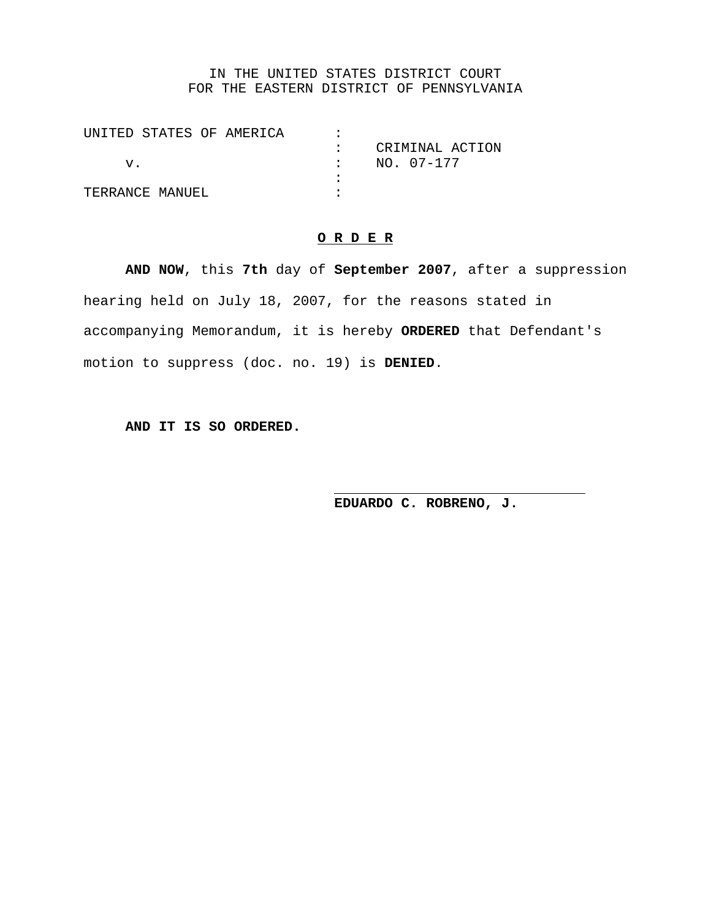IN THE UNITED STATES DISTRICT COURT
FOR THE EASTERN DISTRICT OF PENNSYLVANIA

| | | |
|---|---|---|
| UNITED STATES OF AMERICA | : | |
| | : | CRIMINAL ACTION |
| v. | : | NO. 07-177 |
| | : | |
| TERRANCE MANUEL | : | |

**O R D E R**

**AND NOW**, this **7th** day of **September 2007**, after a suppression hearing held on July 18, 2007, for the reasons stated in accompanying Memorandum, it is hereby **ORDERED** that Defendant's motion to suppress (doc. no. 19) is **DENIED**.

**AND IT IS SO ORDERED.**

**EDUARDO C. ROBRENO, J.**